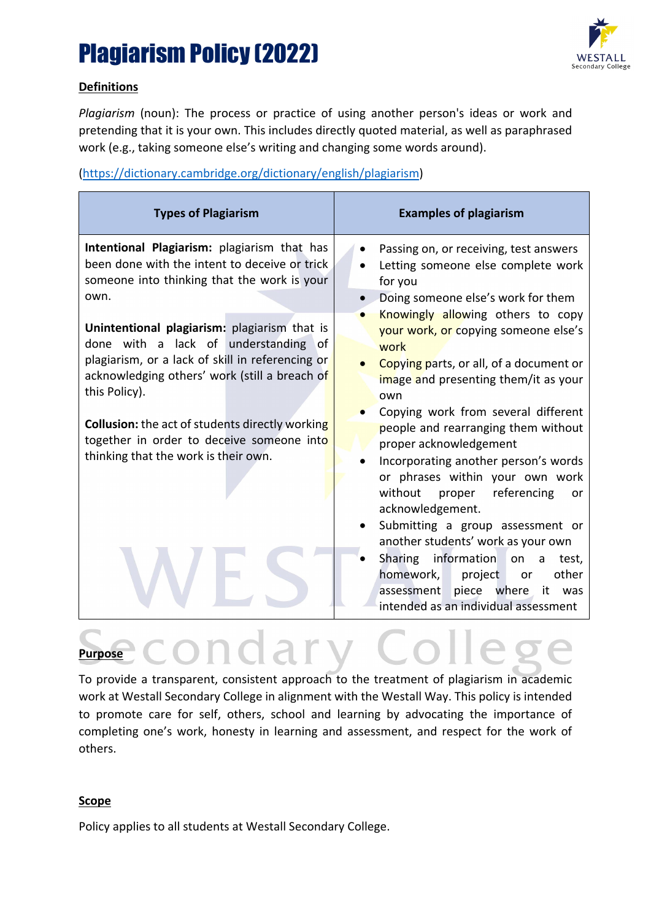# Plagiarism Policy (2022)

**Definitions**

*Plagiarism* (noun): The process or practice of using another person's ideas or work and pretending that it is your own. This includes directly quoted material, as well as paraphrased work (e.g., taking someone else's writing and changing some words around).

(https://dictionary.cambridge.org/dictionary/english/plagiarism)

| Types of Plagiarism | Examples of plagiarism |
|---|---|
| **Intentional Plagiarism:** plagiarism that has been done with the intent to deceive or trick someone into thinking that the work is your own.<br><br>**Unintentional plagiarism:** plagiarism that is done with a lack of understanding of plagiarism, or a lack of skill in referencing or acknowledging others' work (still a breach of this Policy).<br><br>**Collusion:** the act of students directly working together in order to deceive someone into thinking that the work is their own. | • Passing on, or receiving, test answers<br>• Letting someone else complete work for you<br>• Doing someone else's work for them<br>• Knowingly allowing others to copy your work, or copying someone else's work<br>• Copying parts, or all, of a document or image and presenting them/it as your own<br>• Copying work from several different people and rearranging them without proper acknowledgement<br>• Incorporating another person's words or phrases within your own work without proper referencing or acknowledgement.<br>• Submitting a group assessment or another students' work as your own<br>• Sharing information on a test, homework, project or other assessment piece where it was intended as an individual assessment |

**Purpose**

To provide a transparent, consistent approach to the treatment of plagiarism in academic work at Westall Secondary College in alignment with the Westall Way. This policy is intended to promote care for self, others, school and learning by advocating the importance of completing one's work, honesty in learning and assessment, and respect for the work of others.

**Scope**

Policy applies to all students at Westall Secondary College.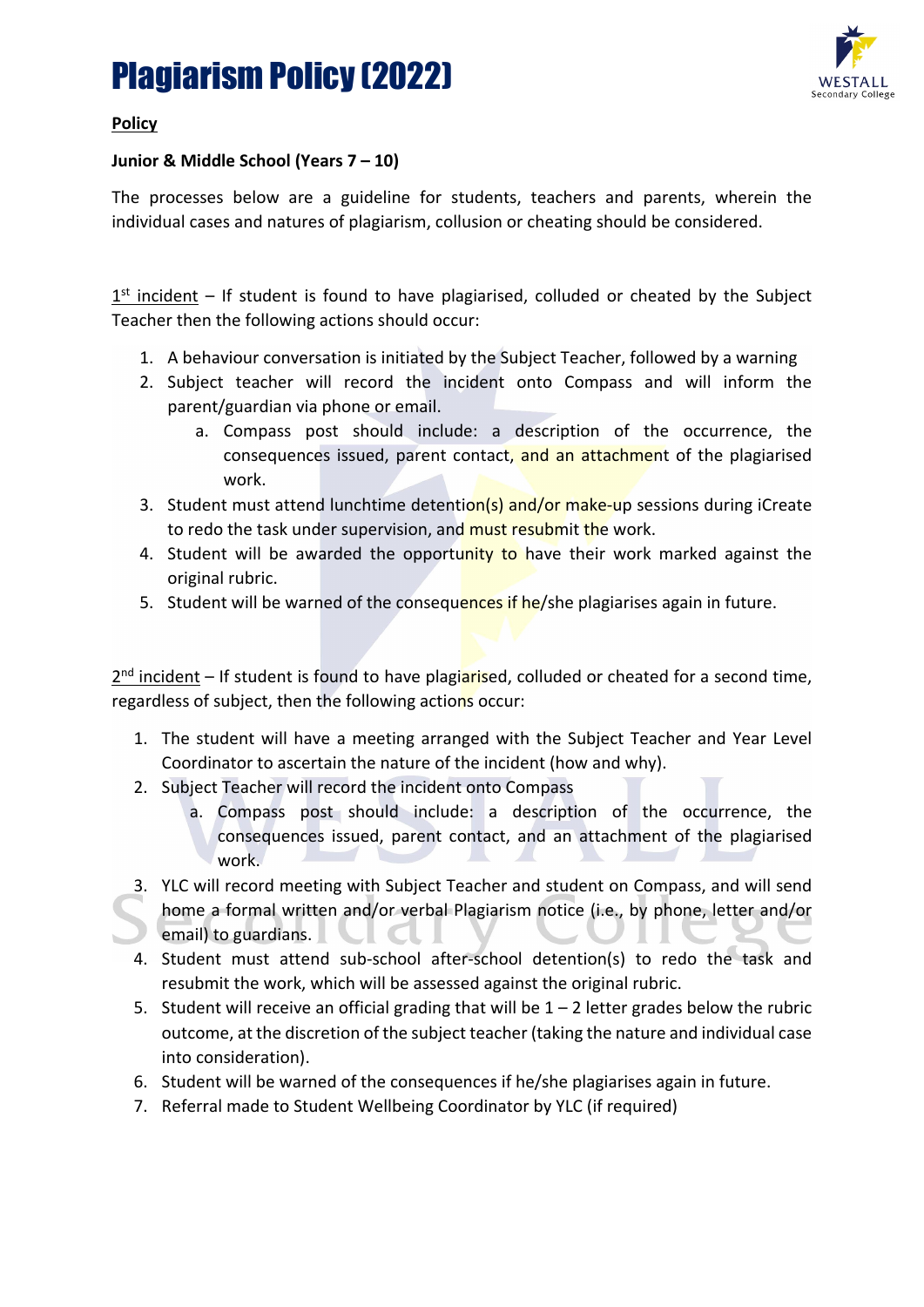# Plagiarism Policy (2022)

**Policy**

**Junior & Middle School (Years 7 – 10)**

The processes below are a guideline for students, teachers and parents, wherein the individual cases and natures of plagiarism, collusion or cheating should be considered.

1st incident – If student is found to have plagiarised, colluded or cheated by the Subject Teacher then the following actions should occur:

1. A behaviour conversation is initiated by the Subject Teacher, followed by a warning
2. Subject teacher will record the incident onto Compass and will inform the parent/guardian via phone or email.
   a. Compass post should include: a description of the occurrence, the consequences issued, parent contact, and an attachment of the plagiarised work.
3. Student must attend lunchtime detention(s) and/or make-up sessions during iCreate to redo the task under supervision, and must resubmit the work.
4. Student will be awarded the opportunity to have their work marked against the original rubric.
5. Student will be warned of the consequences if he/she plagiarises again in future.

2nd incident – If student is found to have plagiarised, colluded or cheated for a second time, regardless of subject, then the following actions occur:

1. The student will have a meeting arranged with the Subject Teacher and Year Level Coordinator to ascertain the nature of the incident (how and why).
2. Subject Teacher will record the incident onto Compass
   a. Compass post should include: a description of the occurrence, the consequences issued, parent contact, and an attachment of the plagiarised work.
3. YLC will record meeting with Subject Teacher and student on Compass, and will send home a formal written and/or verbal Plagiarism notice (i.e., by phone, letter and/or email) to guardians.
4. Student must attend sub-school after-school detention(s) to redo the task and resubmit the work, which will be assessed against the original rubric.
5. Student will receive an official grading that will be 1 – 2 letter grades below the rubric outcome, at the discretion of the subject teacher (taking the nature and individual case into consideration).
6. Student will be warned of the consequences if he/she plagiarises again in future.
7. Referral made to Student Wellbeing Coordinator by YLC (if required)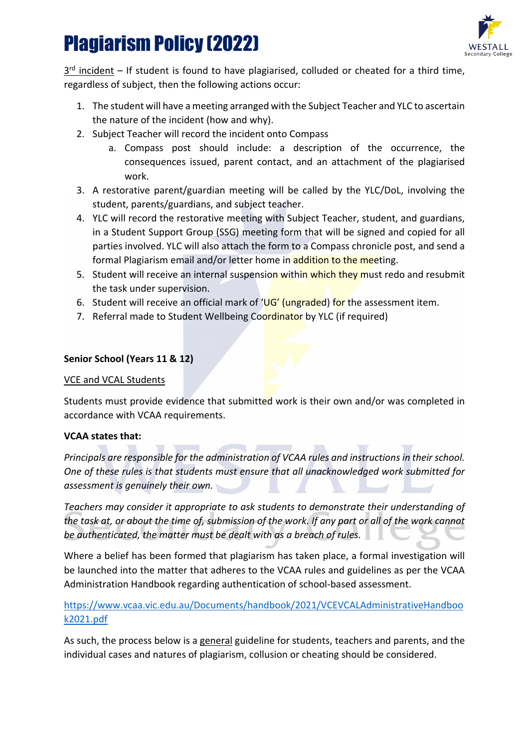# Plagiarism Policy (2022)

3rd incident – If student is found to have plagiarised, colluded or cheated for a third time, regardless of subject, then the following actions occur:

1. The student will have a meeting arranged with the Subject Teacher and YLC to ascertain the nature of the incident (how and why).
2. Subject Teacher will record the incident onto Compass
   a. Compass post should include: a description of the occurrence, the consequences issued, parent contact, and an attachment of the plagiarised work.
3. A restorative parent/guardian meeting will be called by the YLC/DoL, involving the student, parents/guardians, and subject teacher.
4. YLC will record the restorative meeting with Subject Teacher, student, and guardians, in a Student Support Group (SSG) meeting form that will be signed and copied for all parties involved. YLC will also attach the form to a Compass chronicle post, and send a formal Plagiarism email and/or letter home in addition to the meeting.
5. Student will receive an internal suspension within which they must redo and resubmit the task under supervision.
6. Student will receive an official mark of 'UG' (ungraded) for the assessment item.
7. Referral made to Student Wellbeing Coordinator by YLC (if required)

**Senior School (Years 11 & 12)**

VCE and VCAL Students

Students must provide evidence that submitted work is their own and/or was completed in accordance with VCAA requirements.

**VCAA states that:**

*Principals are responsible for the administration of VCAA rules and instructions in their school. One of these rules is that students must ensure that all unacknowledged work submitted for assessment is genuinely their own.*

*Teachers may consider it appropriate to ask students to demonstrate their understanding of the task at, or about the time of, submission of the work. If any part or all of the work cannot be authenticated, the matter must be dealt with as a breach of rules.*

Where a belief has been formed that plagiarism has taken place, a formal investigation will be launched into the matter that adheres to the VCAA rules and guidelines as per the VCAA Administration Handbook regarding authentication of school-based assessment.

https://www.vcaa.vic.edu.au/Documents/handbook/2021/VCEVCALAdministrativeHandbook2021.pdf

As such, the process below is a general guideline for students, teachers and parents, and the individual cases and natures of plagiarism, collusion or cheating should be considered.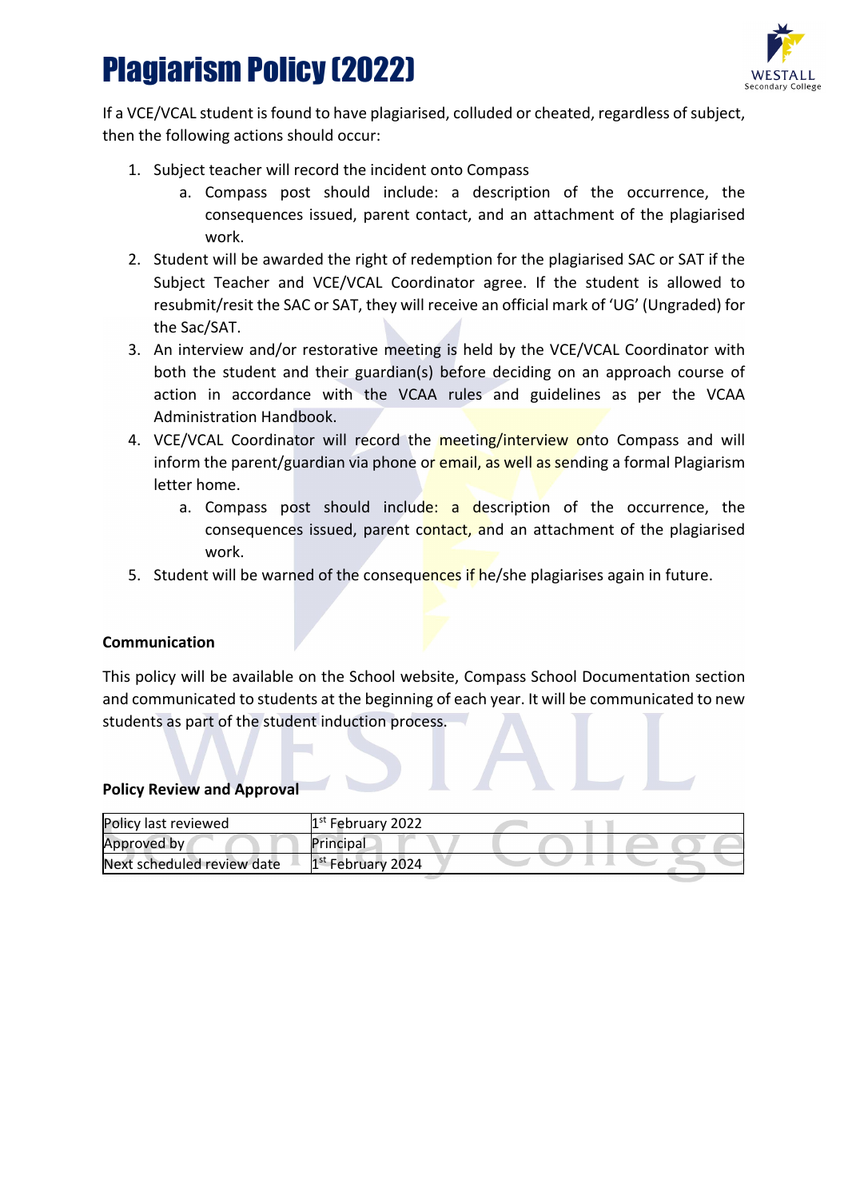# Plagiarism Policy (2022)

If a VCE/VCAL student is found to have plagiarised, colluded or cheated, regardless of subject, then the following actions should occur:

1. Subject teacher will record the incident onto Compass
    a. Compass post should include: a description of the occurrence, the consequences issued, parent contact, and an attachment of the plagiarised work.
2. Student will be awarded the right of redemption for the plagiarised SAC or SAT if the Subject Teacher and VCE/VCAL Coordinator agree. If the student is allowed to resubmit/resit the SAC or SAT, they will receive an official mark of 'UG' (Ungraded) for the Sac/SAT.
3. An interview and/or restorative meeting is held by the VCE/VCAL Coordinator with both the student and their guardian(s) before deciding on an approach course of action in accordance with the VCAA rules and guidelines as per the VCAA Administration Handbook.
4. VCE/VCAL Coordinator will record the meeting/interview onto Compass and will inform the parent/guardian via phone or email, as well as sending a formal Plagiarism letter home.
    a. Compass post should include: a description of the occurrence, the consequences issued, parent contact, and an attachment of the plagiarised work.
5. Student will be warned of the consequences if he/she plagiarises again in future.

**Communication**

This policy will be available on the School website, Compass School Documentation section and communicated to students at the beginning of each year. It will be communicated to new students as part of the student induction process.

**Policy Review and Approval**

| | |
|---|---|
| Policy last reviewed | 1st February 2022 |
| Approved by | Principal |
| Next scheduled review date | 1st February 2024 |